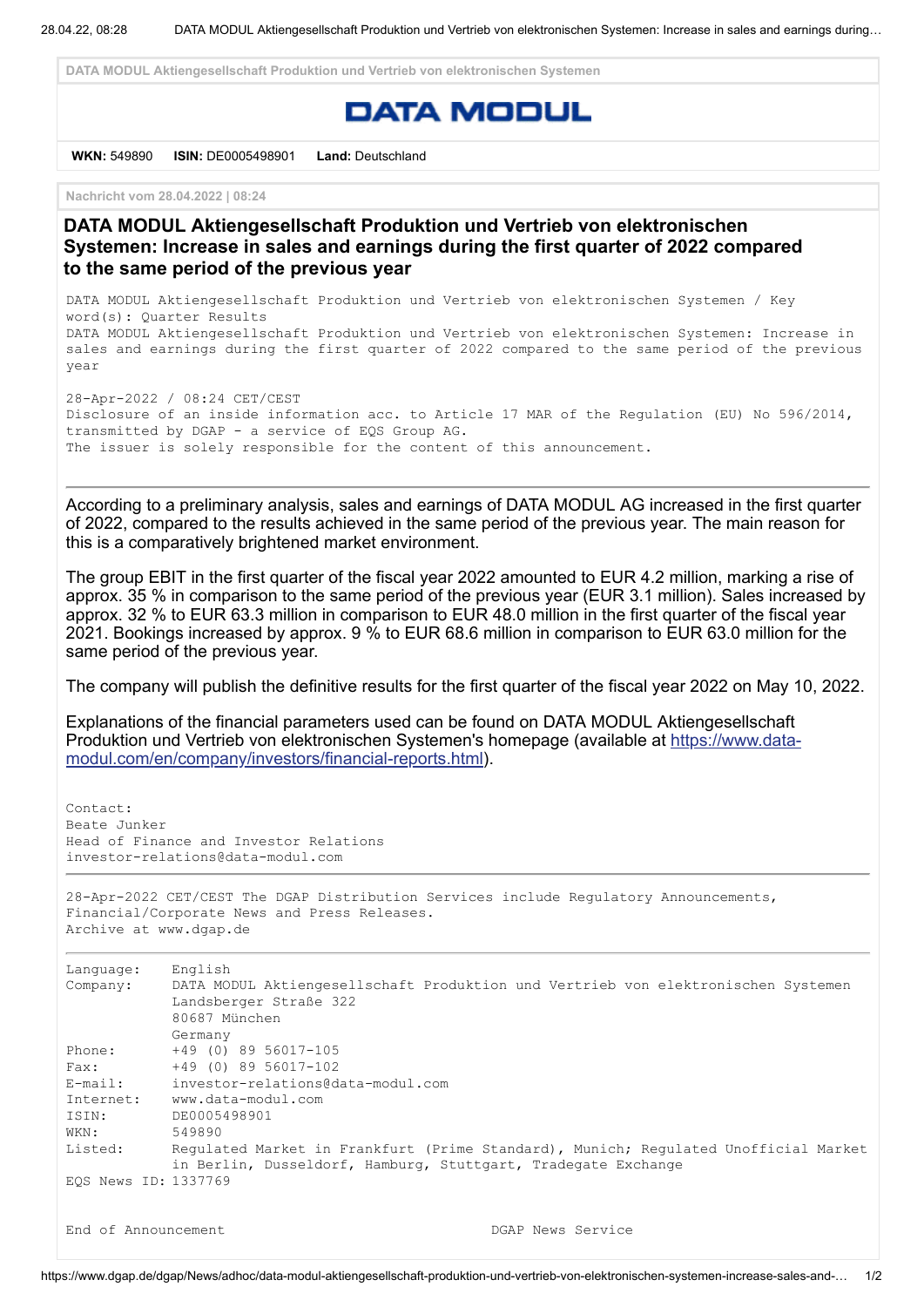DATA MODUL Aktiengesellschaft Produktion und Vertrieb von elektronischen Systemen

DATA MODUL

**WKN:** 549890 **ISIN:** DE0005498901 **Land:** Deutschland

Nachricht vom 28.04.2022 | 08:24

## DATA MODUL Aktiengesellschaft Produktion und Vertrieb von elektronischen Systemen: Increase in sales and earnings during the first quarter of 2022 compared to the same period of the previous year

DATA MODUL Aktiengesellschaft Produktion und Vertrieb von elektronischen Systemen / Key word(s): Quarter Results
DATA MODUL Aktiengesellschaft Produktion und Vertrieb von elektronischen Systemen: Increase in sales and earnings during the first quarter of 2022 compared to the same period of the previous year

28-Apr-2022 / 08:24 CET/CEST
Disclosure of an inside information acc. to Article 17 MAR of the Regulation (EU) No 596/2014, transmitted by DGAP - a service of EQS Group AG.
The issuer is solely responsible for the content of this announcement.

---

According to a preliminary analysis, sales and earnings of DATA MODUL AG increased in the first quarter of 2022, compared to the results achieved in the same period of the previous year. The main reason for this is a comparatively brightened market environment.

The group EBIT in the first quarter of the fiscal year 2022 amounted to EUR 4.2 million, marking a rise of approx. 35 % in comparison to the same period of the previous year (EUR 3.1 million). Sales increased by approx. 32 % to EUR 63.3 million in comparison to EUR 48.0 million in the first quarter of the fiscal year 2021. Bookings increased by approx. 9 % to EUR 68.6 million in comparison to EUR 63.0 million for the same period of the previous year.

The company will publish the definitive results for the first quarter of the fiscal year 2022 on May 10, 2022.

Explanations of the financial parameters used can be found on DATA MODUL Aktiengesellschaft Produktion und Vertrieb von elektronischen Systemen's homepage (available at https://www.data-modul.com/en/company/investors/financial-reports.html).

Contact:
Beate Junker
Head of Finance and Investor Relations
investor-relations@data-modul.com

---

28-Apr-2022 CET/CEST The DGAP Distribution Services include Regulatory Announcements, Financial/Corporate News and Press Releases.
Archive at www.dgap.de

---

| | |
|---|---|
| Language: | English |
| Company: | DATA MODUL Aktiengesellschaft Produktion und Vertrieb von elektronischen Systemen<br>Landsberger Straße 322<br>80687 München<br>Germany |
| Phone: | +49 (0) 89 56017-105 |
| Fax: | +49 (0) 89 56017-102 |
| E-mail: | investor-relations@data-modul.com |
| Internet: | www.data-modul.com |
| ISIN: | DE0005498901 |
| WKN: | 549890 |
| Listed: | Regulated Market in Frankfurt (Prime Standard), Munich; Regulated Unofficial Market in Berlin, Dusseldorf, Hamburg, Stuttgart, Tradegate Exchange |
| EQS News ID: | 1337769 |

End of Announcement DGAP News Service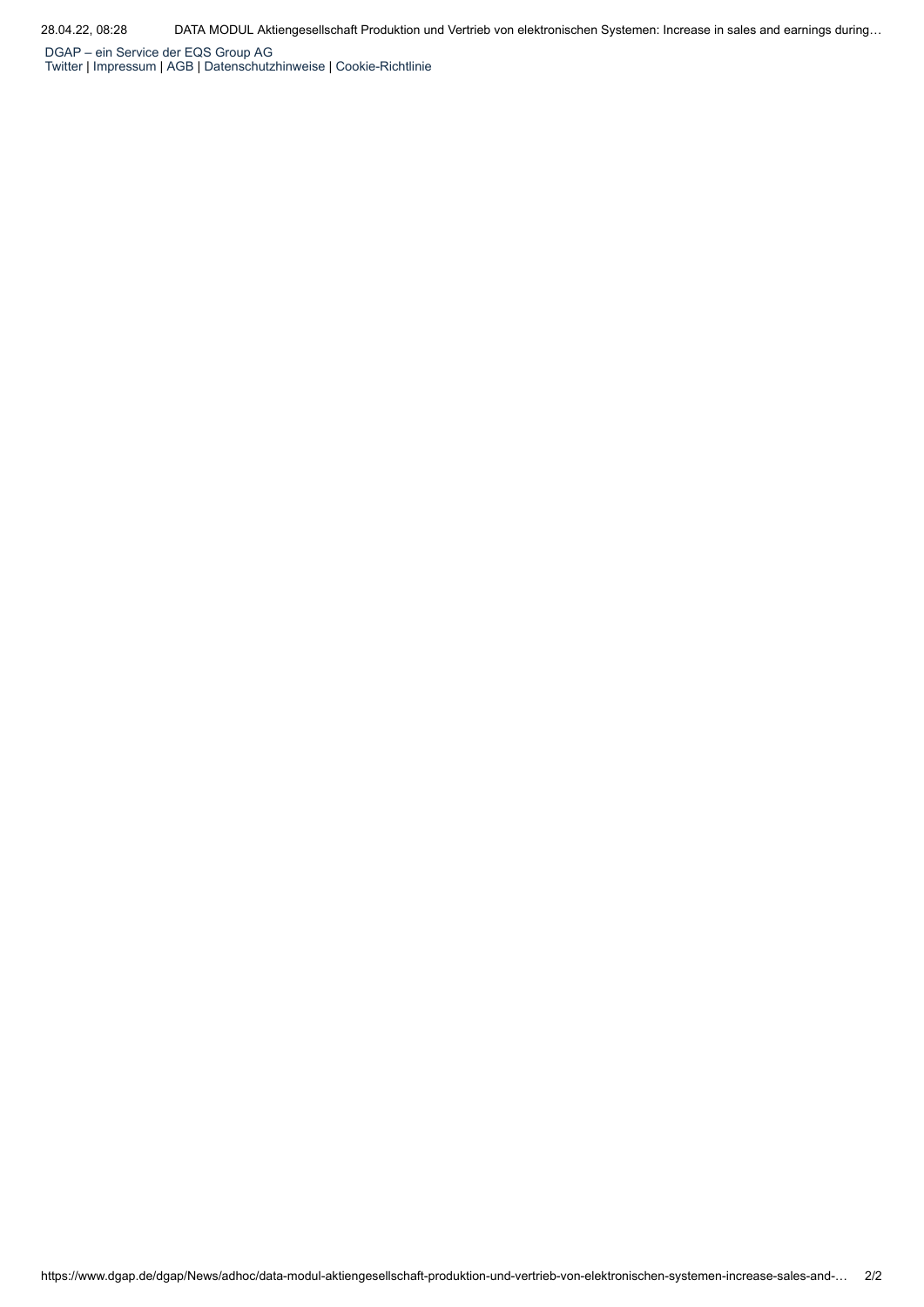DGAP – ein Service der EQS Group AG
Twitter | Impressum | AGB | Datenschutzhinweise | Cookie-Richtlinie